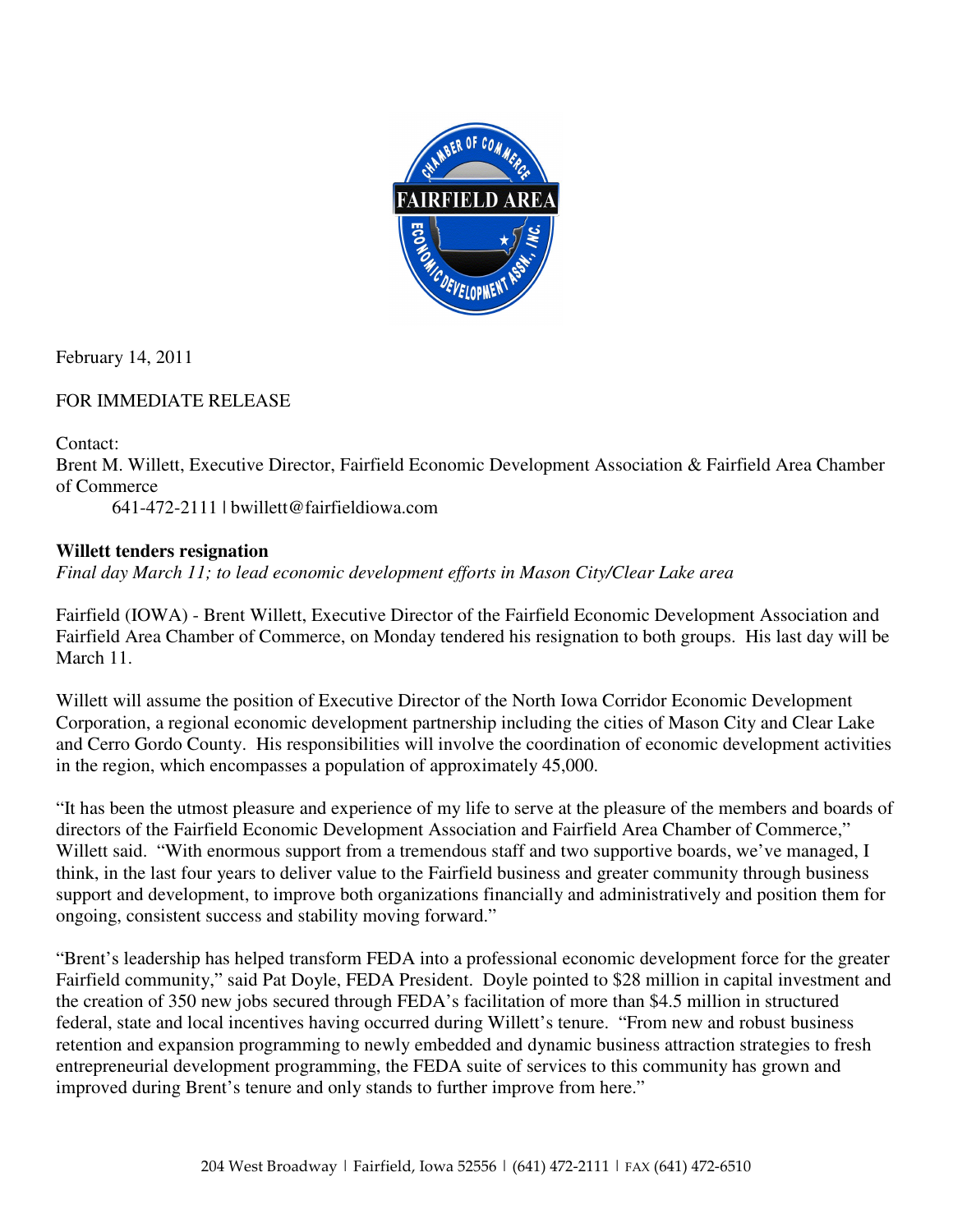February 14, 2011

FOR IMMEDIATE RELEASE

Contact:
Brent M. Willett, Executive Director, Fairfield Economic Development Association & Fairfield Area Chamber of Commerce
641-472-2111 | bwillett@fairfieldiowa.com

**Willett tenders resignation**
*Final day March 11; to lead economic development efforts in Mason City/Clear Lake area*

Fairfield (IOWA) - Brent Willett, Executive Director of the Fairfield Economic Development Association and Fairfield Area Chamber of Commerce, on Monday tendered his resignation to both groups. His last day will be March 11.

Willett will assume the position of Executive Director of the North Iowa Corridor Economic Development Corporation, a regional economic development partnership including the cities of Mason City and Clear Lake and Cerro Gordo County. His responsibilities will involve the coordination of economic development activities in the region, which encompasses a population of approximately 45,000.

"It has been the utmost pleasure and experience of my life to serve at the pleasure of the members and boards of directors of the Fairfield Economic Development Association and Fairfield Area Chamber of Commerce," Willett said. "With enormous support from a tremendous staff and two supportive boards, we've managed, I think, in the last four years to deliver value to the Fairfield business and greater community through business support and development, to improve both organizations financially and administratively and position them for ongoing, consistent success and stability moving forward."

"Brent's leadership has helped transform FEDA into a professional economic development force for the greater Fairfield community," said Pat Doyle, FEDA President. Doyle pointed to $28 million in capital investment and the creation of 350 new jobs secured through FEDA's facilitation of more than $4.5 million in structured federal, state and local incentives having occurred during Willett's tenure. "From new and robust business retention and expansion programming to newly embedded and dynamic business attraction strategies to fresh entrepreneurial development programming, the FEDA suite of services to this community has grown and improved during Brent's tenure and only stands to further improve from here."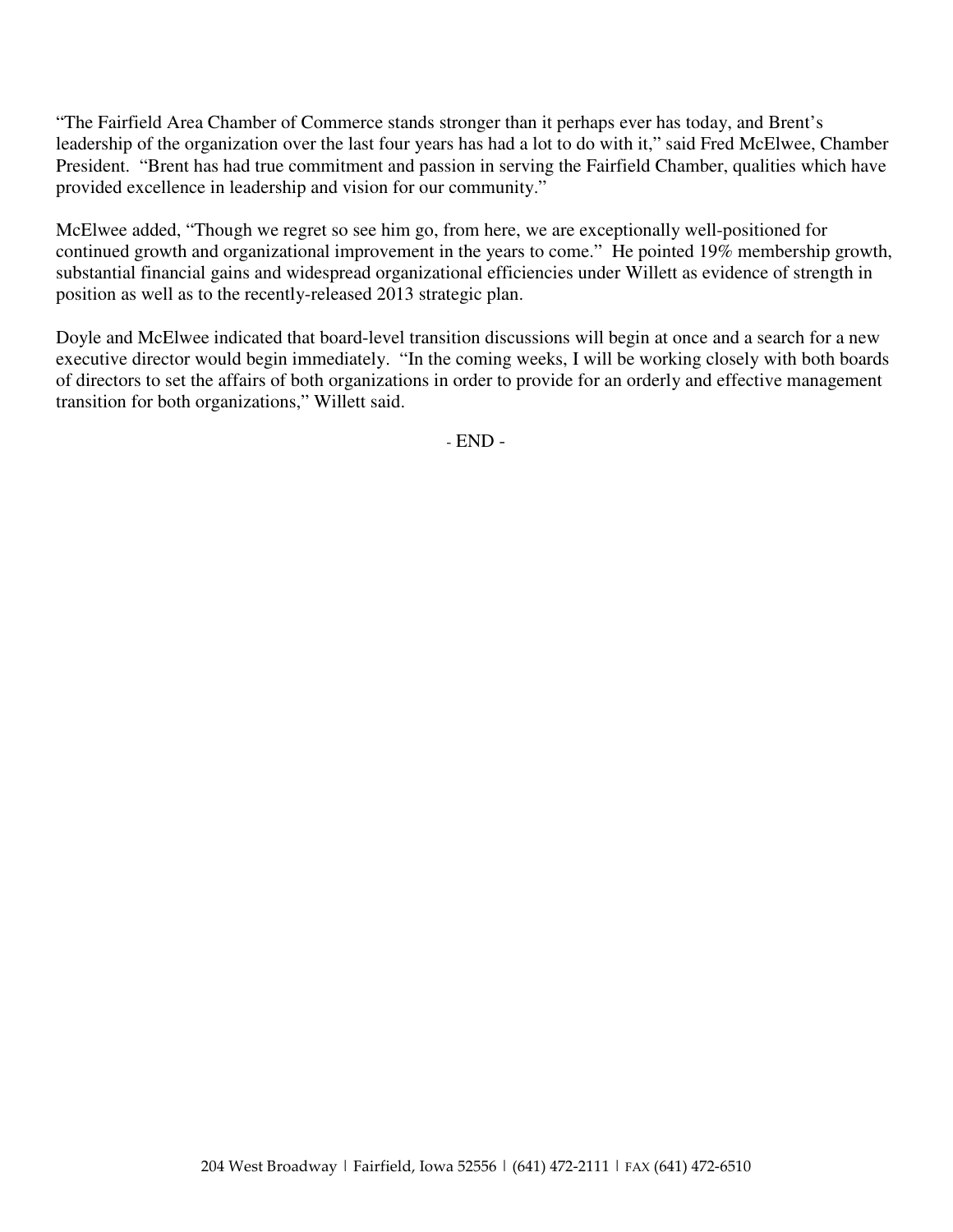"The Fairfield Area Chamber of Commerce stands stronger than it perhaps ever has today, and Brent's leadership of the organization over the last four years has had a lot to do with it," said Fred McElwee, Chamber President. "Brent has had true commitment and passion in serving the Fairfield Chamber, qualities which have provided excellence in leadership and vision for our community."

McElwee added, "Though we regret so see him go, from here, we are exceptionally well-positioned for continued growth and organizational improvement in the years to come." He pointed 19% membership growth, substantial financial gains and widespread organizational efficiencies under Willett as evidence of strength in position as well as to the recently-released 2013 strategic plan.

Doyle and McElwee indicated that board-level transition discussions will begin at once and a search for a new executive director would begin immediately. "In the coming weeks, I will be working closely with both boards of directors to set the affairs of both organizations in order to provide for an orderly and effective management transition for both organizations," Willett said.

- END -

204 West Broadway | Fairfield, Iowa 52556 | (641) 472-2111 | FAX (641) 472-6510